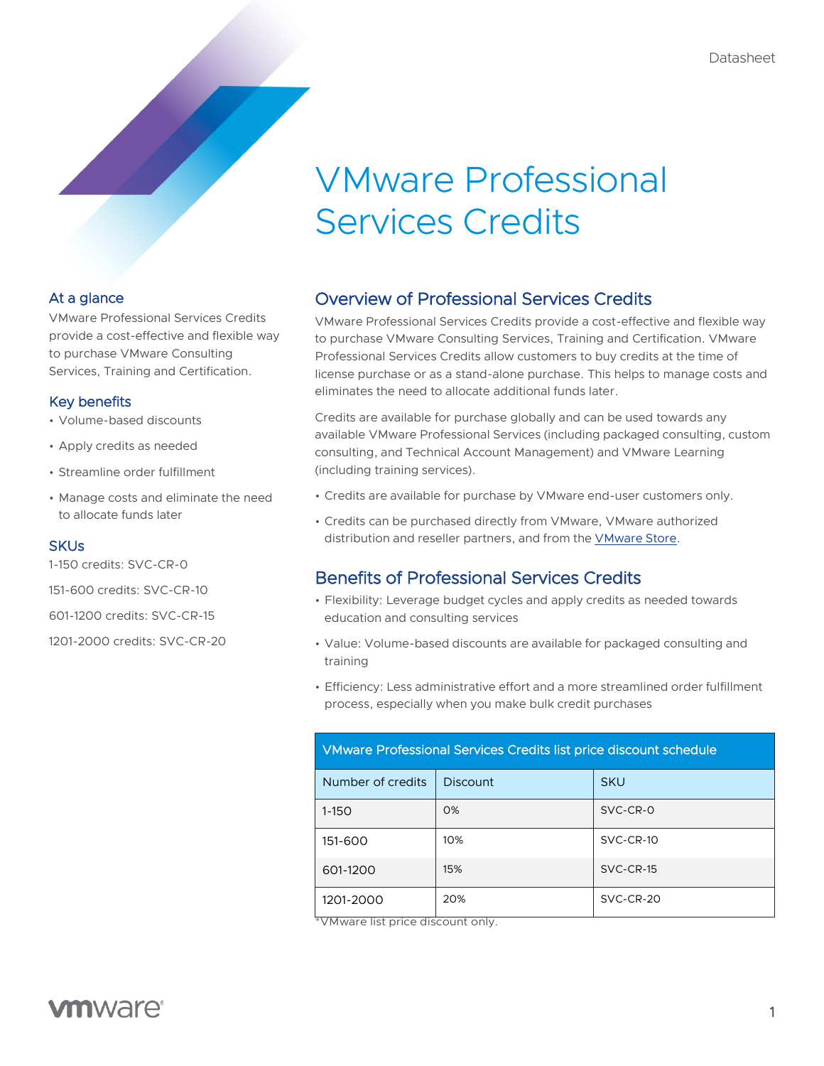Datasheet

# VMware Professional Services Credits

## At a glance

VMware Professional Services Credits provide a cost-effective and flexible way to purchase VMware Consulting Services, Training and Certification.

## Key benefits

- Volume-based discounts
- Apply credits as needed
- Streamline order fulfillment
- Manage costs and eliminate the need to allocate funds later

## SKUs

1-150 credits: SVC-CR-0

151-600 credits: SVC-CR-10

601-1200 credits: SVC-CR-15

1201-2000 credits: SVC-CR-20

## Overview of Professional Services Credits

VMware Professional Services Credits provide a cost-effective and flexible way to purchase VMware Consulting Services, Training and Certification. VMware Professional Services Credits allow customers to buy credits at the time of license purchase or as a stand-alone purchase. This helps to manage costs and eliminates the need to allocate additional funds later.

Credits are available for purchase globally and can be used towards any available VMware Professional Services (including packaged consulting, custom consulting, and Technical Account Management) and VMware Learning (including training services).

- Credits are available for purchase by VMware end-user customers only.
- Credits can be purchased directly from VMware, VMware authorized distribution and reseller partners, and from the VMware Store.

## Benefits of Professional Services Credits

- Flexibility: Leverage budget cycles and apply credits as needed towards education and consulting services
- Value: Volume-based discounts are available for packaged consulting and training
- Efficiency: Less administrative effort and a more streamlined order fulfillment process, especially when you make bulk credit purchases

| VMware Professional Services Credits list price discount schedule | | |
|---|---|---|
| Number of credits | Discount | SKU |
| 1-150 | 0% | SVC-CR-0 |
| 151-600 | 10% | SVC-CR-10 |
| 601-1200 | 15% | SVC-CR-15 |
| 1201-2000 | 20% | SVC-CR-20 |

*VMware list price discount only.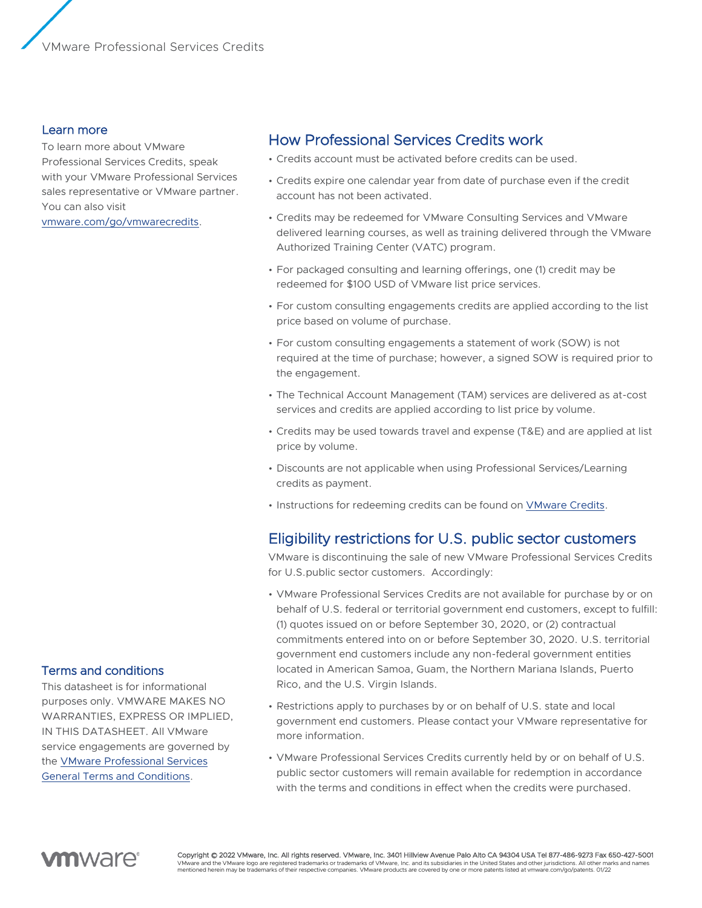## Learn more

To learn more about VMware Professional Services Credits, speak with your VMware Professional Services sales representative or VMware partner. You can also visit vmware.com/go/vmwarecredits.

## How Professional Services Credits work

- Credits account must be activated before credits can be used.
- Credits expire one calendar year from date of purchase even if the credit account has not been activated.
- Credits may be redeemed for VMware Consulting Services and VMware delivered learning courses, as well as training delivered through the VMware Authorized Training Center (VATC) program.
- For packaged consulting and learning offerings, one (1) credit may be redeemed for $100 USD of VMware list price services.
- For custom consulting engagements credits are applied according to the list price based on volume of purchase.
- For custom consulting engagements a statement of work (SOW) is not required at the time of purchase; however, a signed SOW is required prior to the engagement.
- The Technical Account Management (TAM) services are delivered as at-cost services and credits are applied according to list price by volume.
- Credits may be used towards travel and expense (T&E) and are applied at list price by volume.
- Discounts are not applicable when using Professional Services/Learning credits as payment.
- Instructions for redeeming credits can be found on VMware Credits.

## Eligibility restrictions for U.S. public sector customers

VMware is discontinuing the sale of new VMware Professional Services Credits for U.S.public sector customers. Accordingly:

- VMware Professional Services Credits are not available for purchase by or on behalf of U.S. federal or territorial government end customers, except to fulfill: (1) quotes issued on or before September 30, 2020, or (2) contractual commitments entered into on or before September 30, 2020. U.S. territorial government end customers include any non-federal government entities located in American Samoa, Guam, the Northern Mariana Islands, Puerto Rico, and the U.S. Virgin Islands.
- Restrictions apply to purchases by or on behalf of U.S. state and local government end customers. Please contact your VMware representative for more information.
- VMware Professional Services Credits currently held by or on behalf of U.S. public sector customers will remain available for redemption in accordance with the terms and conditions in effect when the credits were purchased.

## Terms and conditions

This datasheet is for informational purposes only. VMWARE MAKES NO WARRANTIES, EXPRESS OR IMPLIED, IN THIS DATASHEET. All VMware service engagements are governed by the VMware Professional Services General Terms and Conditions.

Copyright © 2022 VMware, Inc. All rights reserved. VMware, Inc. 3401 Hillview Avenue Palo Alto CA 94304 USA Tel 877-486-9273 Fax 650-427-5001 VMware and the VMware logo are registered trademarks or trademarks of VMware, Inc. and its subsidiaries in the United States and other jurisdictions. All other marks and names mentioned herein may be trademarks of their respective companies. VMware products are covered by one or more patents listed at vmware.com/go/patents. 01/22